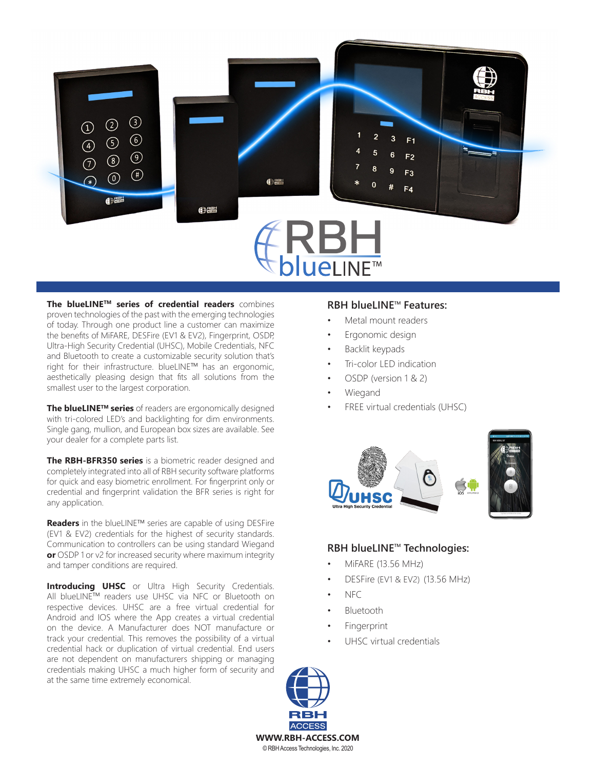# RBH blueLINE™

**The blueLINE™ series of credential readers** combines proven technologies of the past with the emerging technologies of today. Through one product line a customer can maximize the benefits of MiFARE, DESFire (EV1 & EV2), Fingerprint, OSDP, Ultra-High Security Credential (UHSC), Mobile Credentials, NFC and Bluetooth to create a customizable security solution that's right for their infrastructure. blueLINE™ has an ergonomic, aesthetically pleasing design that fits all solutions from the smallest user to the largest corporation.

**The blueLINE™ series** of readers are ergonomically designed with tri-colored LED's and backlighting for dim environments. Single gang, mullion, and European box sizes are available. See your dealer for a complete parts list.

**The RBH-BFR350 series** is a biometric reader designed and completely integrated into all of RBH security software platforms for quick and easy biometric enrollment. For fingerprint only or credential and fingerprint validation the BFR series is right for any application.

**Readers** in the blueLINE™ series are capable of using DESFire (EV1 & EV2) credentials for the highest of security standards. Communication to controllers can be using standard Wiegand **or** OSDP 1 or v2 for increased security where maximum integrity and tamper conditions are required.

**Introducing UHSC** or Ultra High Security Credentials. All blueLINE™ readers use UHSC via NFC or Bluetooth on respective devices. UHSC are a free virtual credential for Android and IOS where the App creates a virtual credential on the device. A Manufacturer does NOT manufacture or track your credential. This removes the possibility of a virtual credential hack or duplication of virtual credential. End users are not dependent on manufacturers shipping or managing credentials making UHSC a much higher form of security and at the same time extremely economical.

## RBH blueLINE™ Features:

- Metal mount readers
- Ergonomic design
- Backlit keypads
- Tri-color LED indication
- OSDP (version 1 & 2)
- Wiegand
- FREE virtual credentials (UHSC)

UHSC Ultra High Security Credential

## RBH blueLINE™ Technologies:

- MiFARE (13.56 MHz)
- DESFire (EV1 & EV2) (13.56 MHz)
- NFC
- Bluetooth
- Fingerprint
- UHSC virtual credentials

RBH ACCESS

**WWW.RBH-ACCESS.COM**

© RBH Access Technologies, Inc. 2020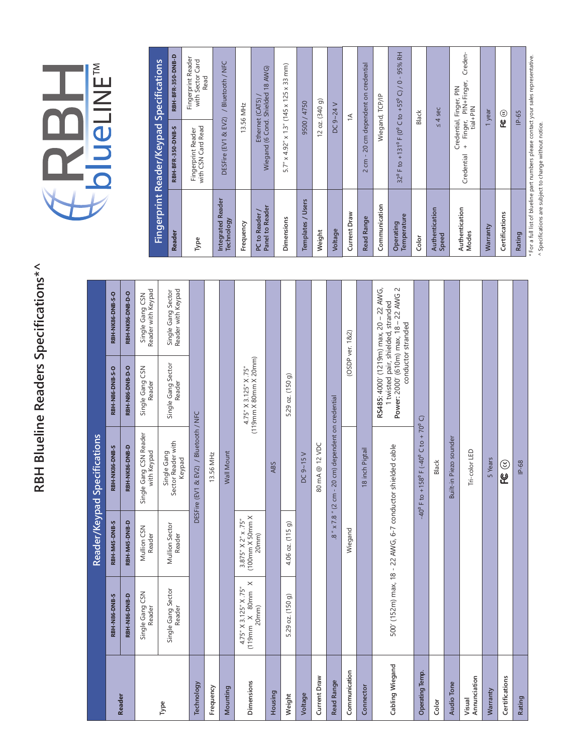# RBH Blueline Readers Specifications*^

## Reader/Keypad Specifications

| Reader | RBH-N86-DNB-S / RBH-N86-DNB-D | RBH-M45-DNB-S / RBH-M45-DNB-D | RBH-NK86-DNB-S / RBH-NK86-DNB-D | RBH-N86-DNB-S-O / RBH-N86-DNB-D-O | RBH-NK86-DNB-S-O / RBH-NK86-DNB-D-O |
|---|---|---|---|---|---|
| Type | Single Gang CSN Reader / Single Gang Sector Reader | Mullion CSN Reader / Mullion Sector Reader | Single Gang CSN Reader with Keypad / Single Gang Sector Reader with Keypad | Single Gang CSN Reader / Single Gang Sector Reader | Single Gang CSN Reader with Keypad / Single Gang Sector Reader with Keypad |
| Technology | DESFire (EV1 & EV2) / Bluetooth / NFC | | | | |
| Frequency | 13.56 MHz | | | | |
| Mounting | Wall Mount | | | | |
| Dimensions | 4.75" X 3.125" X .75" (119mm X 80mm X 20mm) | 3.875" X 2" x .75" (100mm X 50mm X 20mm) | 4.75" X 3.125" X .75" (119mm X 80mm X 20mm) | | |
| Housing | ABS | | | | |
| Weight | 5.29 oz. (150 g) | 4.06 oz. (115 g) | 5.29 oz. (150 g) | | |
| Voltage | DC 9~15 V | | | | |
| Current Draw | 80 mA @ 12 VDC | | | | |
| Read Range | .8 " x 7.8 " (2 cm - 20 cm) dependent on credential | | | | |
| Communication | Wiegand | | | (OSDP ver. 1&2) | |
| Connector | 18 inch Pigtail | | | | |
| Cabling Wiegand | 500' (152m) max, 18 - 22 AWG, 6-7 conductor shielded cable | | | **RS485:** 4000' (1219m) max, 20 – 22 AWG, 1 twisted pair, shielded, stranded **Power:** 2000' (610m) max, 18 – 22 AWG 2 conductor stranded | |
| Operating Temp. | -40° F to +158° F (-40° C to + 70° C) | | | | |
| Color | Black | | | | |
| Audio Tone | Built-in Piezo sounder | | | | |
| Visual Annunciation | Tri-color LED | | | | |
| Warranty | 5 Years | | | | |
| Certifications | FC CE | | | | |
| Rating | IP-68 | | | | |

## Fingerprint Reader/Keypad Specifications

| Reader | RBH-BFR-350-DNB-S | RBH-BFR-350-DNB-D |
|---|---|---|
| Type | Fingerprint Reader with CSN Card Read | Fingerprint Reader with Sector Card Read |
| Integrated Reader Technology | DESFire (EV1 & EV2) / Bluetooth / NFC | |
| Frequency | 13.56 MHz | |
| PC to Reader / Panel to Reader | Ethernet (CAT5) / Wiegand (6 Cond. Shielded 18 AWG) | |
| Dimensions | 5.7" x 4.92" x 1.3" (145 x 125 x 33 mm) | |
| Templates / Users | 9500 / 4750 | |
| Weight | 12 oz. (340 g) | |
| Voltage | DC 9~24 V | |
| Current Draw | 1A | |
| Read Range | 2 cm - 20 cm dependent on credential | |
| Communication | Wiegand, TCP/IP | |
| Operating Temperature | 32° F to +131° F (0° C to +55° C) / 0 - 95% RH | |
| Color | Black | |
| Authentication Speed | ≤ 4 sec | |
| Authentication Modes | Credential, Finger, PIN Credential + Finger, PIN+Finger, Credential+PIN | |
| Warranty | 1 year | |
| Certifications | FC CE | |
| Rating | IP-65 | |

\* For a full list of blueline part numbers please contact your sales representative.

^ Specifications are subject to change without notice.